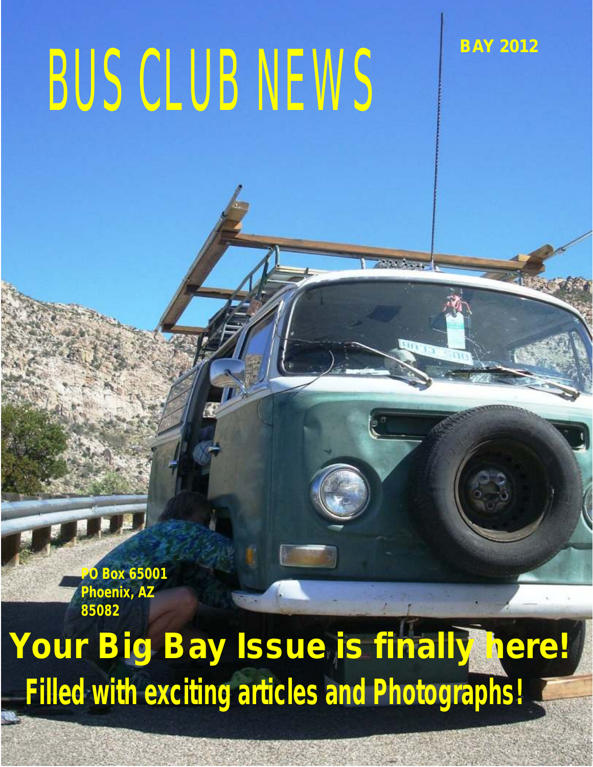# BUS CLUB NEWS

**BAY 2012**

**PO Box 65001**
**Phoenix, AZ**
**85082**

## Your Big Bay Issue is finally here!

### Filled with exciting articles and Photographs!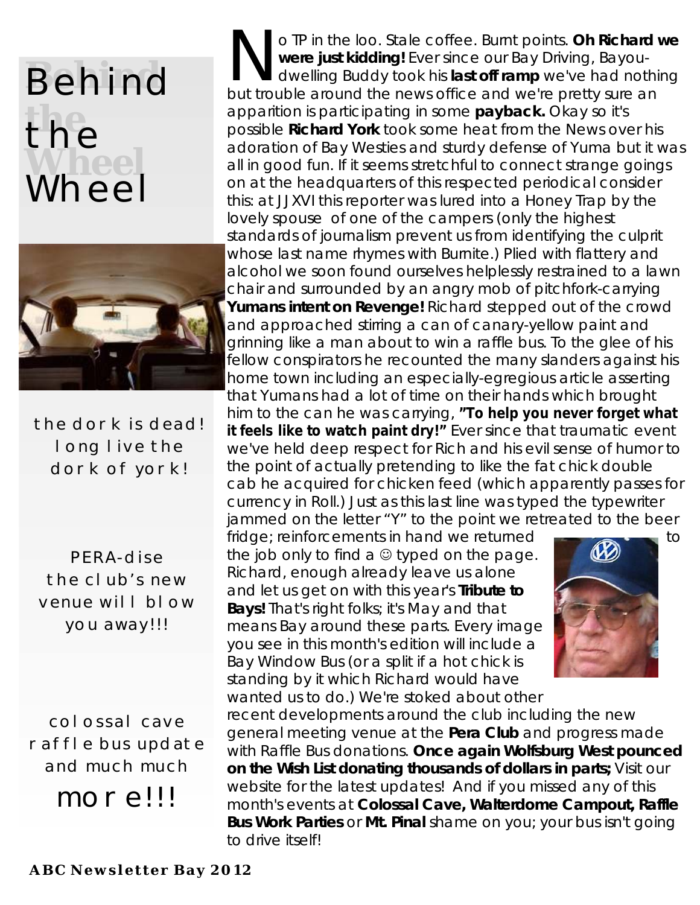# Behind the Wheel

the dork is dead! long live the dork of york!

PERA-dise the club's new venue will blow you away!!!

colossal cave raffle bus update and much much more!!!

No TP in the loo. Stale coffee. Burnt points. **Oh Richard we were just kidding!** Ever since our Bay Driving, Bayou-dwelling Buddy took his **last off ramp** we've had nothing but trouble around the news office and we're pretty sure an apparition is participating in some **payback.** Okay so it's possible **Richard York** took some heat from the News over his adoration of Bay Westies and sturdy defense of Yuma but it was all in good fun. If it seems stretchful to connect strange goings on at the headquarters of this respected periodical consider this: at JJXVI this reporter was lured into a Honey Trap by the lovely spouse of one of the campers (only the highest standards of journalism prevent us from identifying the culprit whose last name rhymes with Burnite.) Plied with flattery and alcohol we soon found ourselves helplessly restrained to a lawn chair and surrounded by an angry mob of pitchfork-carrying **Yumans intent on Revenge!** Richard stepped out of the crowd and approached stirring a can of canary-yellow paint and grinning like a man about to win a raffle bus. To the glee of his fellow conspirators he recounted the many slanders against his home town including an especially-egregious article asserting that Yumans had a lot of time on their hands which brought him to the can he was carrying, **"To help you never forget what it feels like to watch paint dry!"** Ever since that traumatic event we've held deep respect for Rich and his evil sense of humor to the point of actually pretending to like the fat chick double cab he acquired for chicken feed (which apparently passes for currency in Roll.) Just as this last line was typed the typewriter jammed on the letter "Y" to the point we retreated to the beer fridge; reinforcements in hand we returned to the job only to find a ☺ typed on the page. Richard, enough already leave us alone and let us get on with this year's **Tribute to Bays!** That's right folks; it's May and that means Bay around these parts. Every image you see in this month's edition will include a Bay Window Bus (or a split if a hot chick is standing by it which Richard would have wanted us to do.) We're stoked about other recent developments around the club including the new general meeting venue at the **Pera Club** and progress made with Raffle Bus donations. **Once again Wolfsburg West pounced on the Wish List donating thousands of dollars in parts;** Visit our website for the latest updates! And if you missed any of this month's events at **Colossal Cave, Walterdome Campout, Raffle Bus Work Parties** or **Mt. Pinal** shame on you; your bus isn't going to drive itself!

**ABC Newsletter Bay 2012**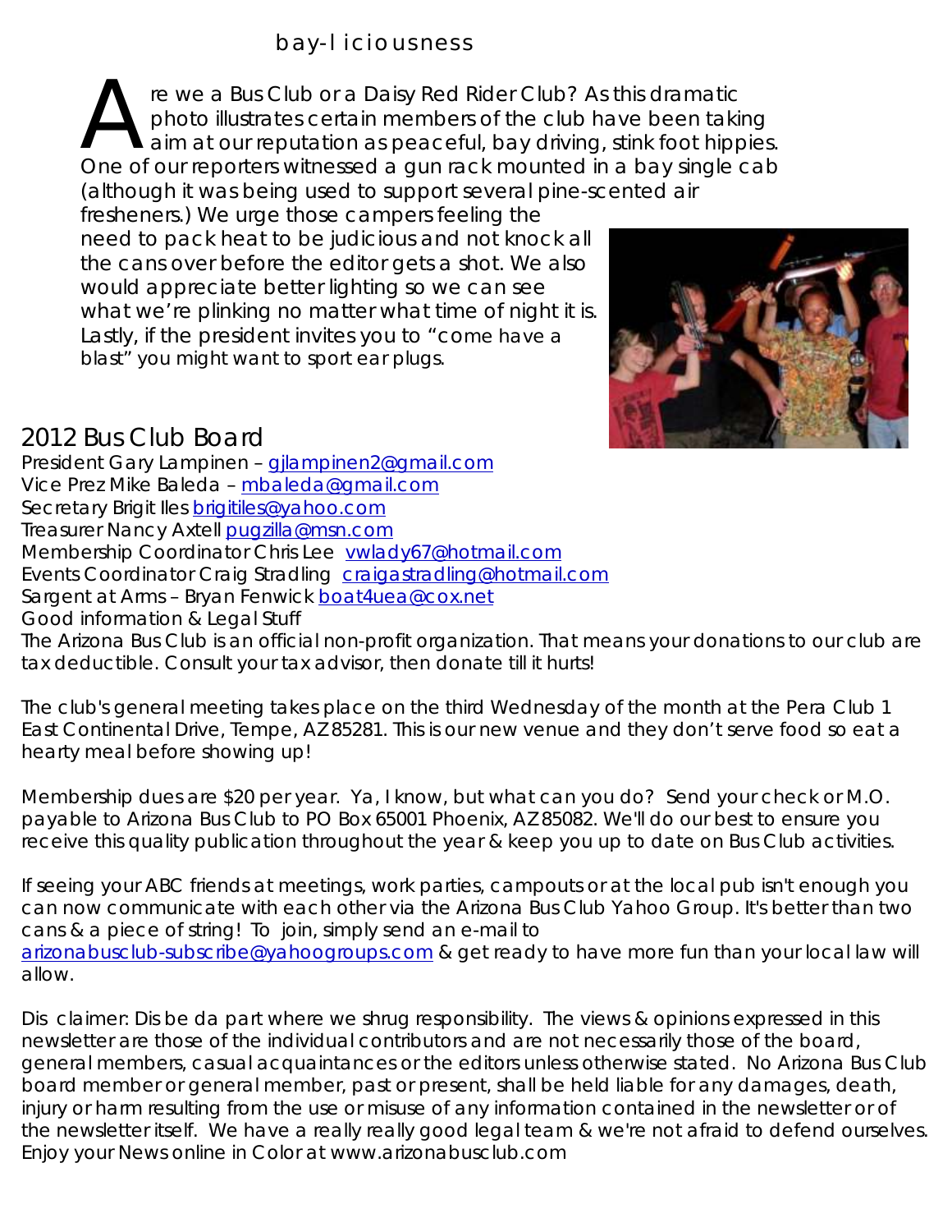# bay-l iciousness

Are we a Bus Club or a Daisy Red Rider Club? As this dramatic photo illustrates certain members of the club have been taking aim at our reputation as peaceful, bay driving, stink foot hippies. One of our reporters witnessed a gun rack mounted in a bay single cab (although it was being used to support several pine-scented air fresheners.) We urge those campers feeling the need to pack heat to be judicious and not knock all the cans over before the editor gets a shot. We also would appreciate better lighting so we can see what we're plinking no matter what time of night it is. Lastly, if the president invites you to "come have a blast" you might want to sport ear plugs.

## 2012 Bus Club Board

President Gary Lampinen – gjlampinen2@gmail.com
Vice Prez Mike Baleda – mbaleda@gmail.com
Secretary Brigit Iles brigitiles@yahoo.com
Treasurer Nancy Axtell pugzilla@msn.com
Membership Coordinator Chris Lee vwlady67@hotmail.com
Events Coordinator Craig Stradling craigastradling@hotmail.com
Sargent at Arms – Bryan Fenwick boat4uea@cox.net
Good information & Legal Stuff

The Arizona Bus Club is an official non-profit organization. That means your donations to our club are tax deductible. Consult your tax advisor, then donate till it hurts!

The club's general meeting takes place on the third Wednesday of the month at the Pera Club 1 East Continental Drive, Tempe, AZ 85281. This is our new venue and they don't serve food so eat a hearty meal before showing up!

Membership dues are $20 per year. Ya, I know, but what can you do? Send your check or M.O. payable to Arizona Bus Club to PO Box 65001 Phoenix, AZ 85082. We'll do our best to ensure you receive this quality publication throughout the year & keep you up to date on Bus Club activities.

If seeing your ABC friends at meetings, work parties, campouts or at the local pub isn't enough you can now communicate with each other via the Arizona Bus Club Yahoo Group. It's better than two cans & a piece of string! To join, simply send an e-mail to arizonabusclub-subscribe@yahoogroups.com & get ready to have more fun than your local law will allow.

Dis claimer: Dis be da part where we shrug responsibility. The views & opinions expressed in this newsletter are those of the individual contributors and are not necessarily those of the board, general members, casual acquaintances or the editors unless otherwise stated. No Arizona Bus Club board member or general member, past or present, shall be held liable for any damages, death, injury or harm resulting from the use or misuse of any information contained in the newsletter or of the newsletter itself. We have a really really good legal team & we're not afraid to defend ourselves. Enjoy your News online in Color at www.arizonabusclub.com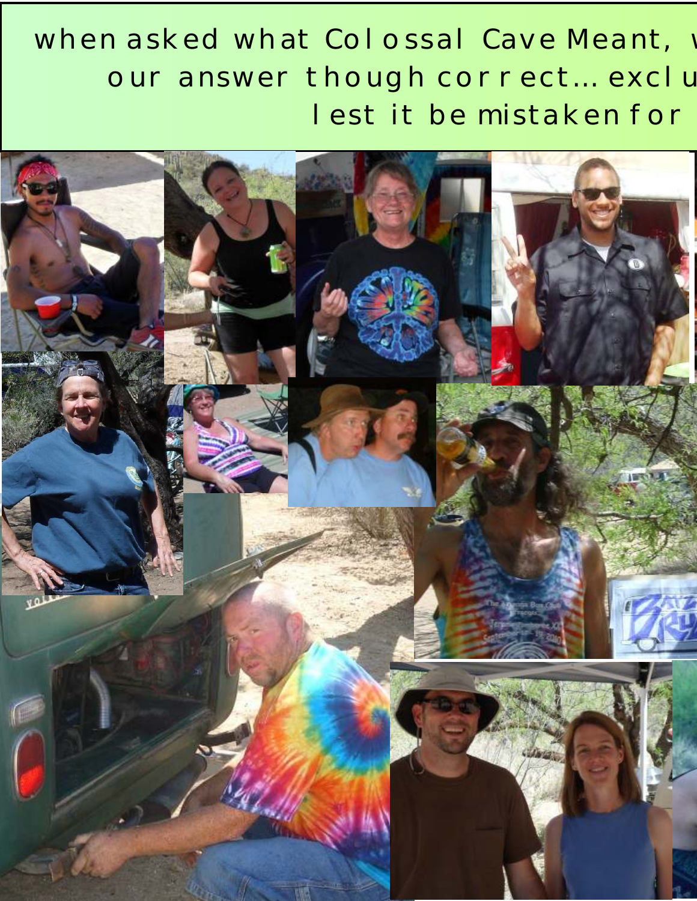when asked what Colossal Cave Meant,

our answer though correct... exclu

lest it be mistaken for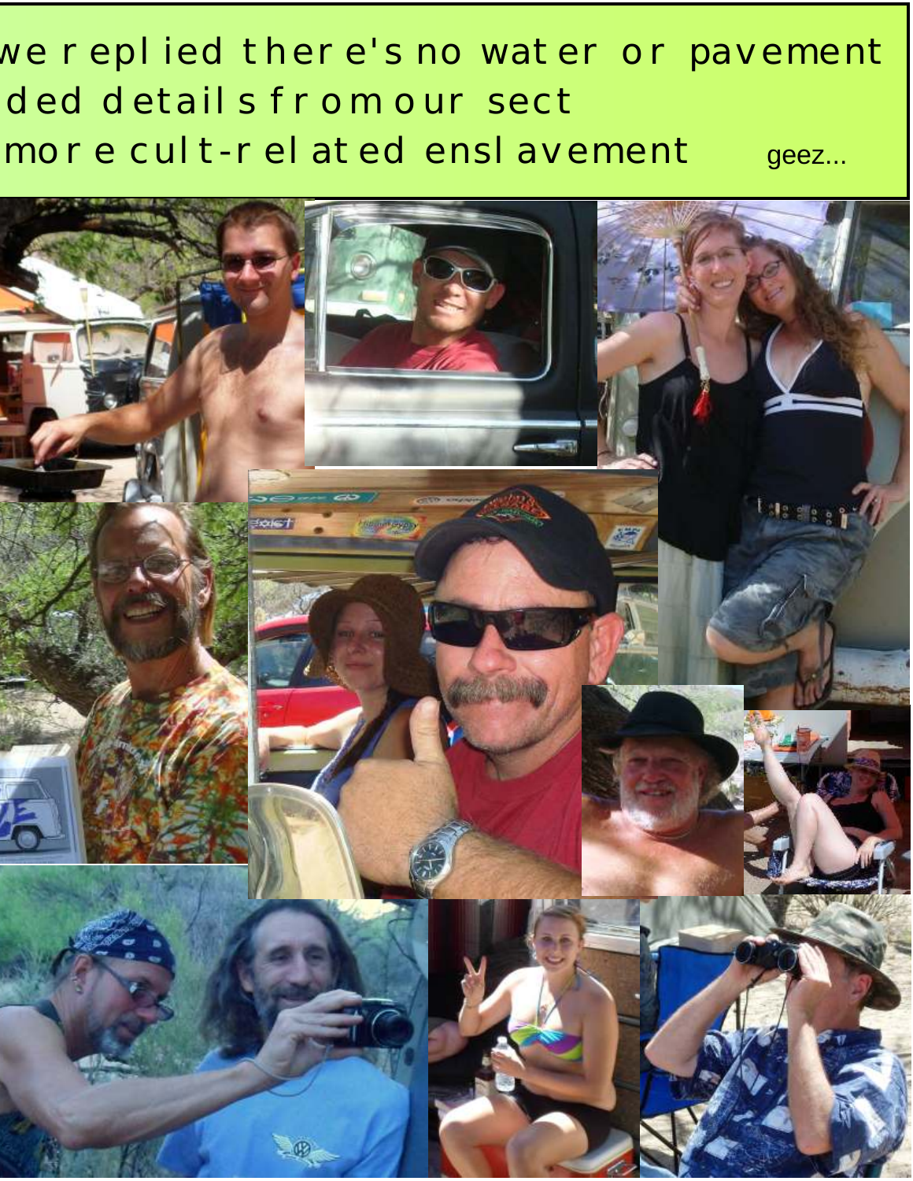we replied there's no water or pavement
ded details from our sect
more cult-related enslavement geez...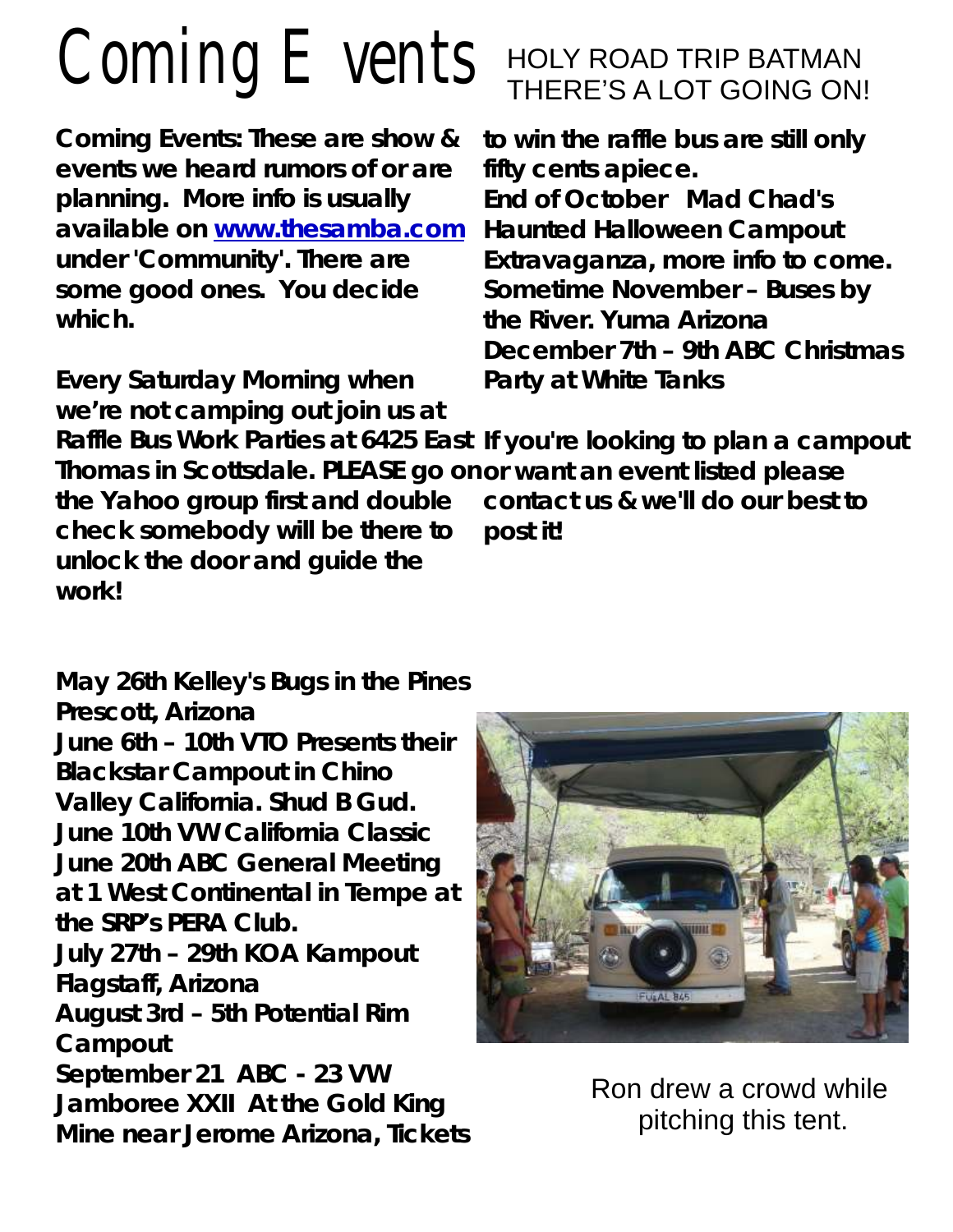# Coming Events

HOLY ROAD TRIP BATMAN THERE'S A LOT GOING ON!

**Coming Events: These are show & events we heard rumors of or are planning. More info is usually available on [www.thesamba.com](http://www.thesamba.com) under 'Community'. There are some good ones. You decide which.**

**Every Saturday Morning when we're not camping out join us at Raffle Bus Work Parties at 6425 East Thomas in Scottsdale. PLEASE go on the Yahoo group first and double check somebody will be there to unlock the door and guide the work!**

**May 26th Kelley's Bugs in the Pines Prescott, Arizona**
**June 6th – 10th VTO Presents their Blackstar Campout in Chino Valley California. Shud B Gud.**
**June 10th VW California Classic**
**June 20th ABC General Meeting at 1 West Continental in Tempe at the SRP's PERA Club.**
**July 27th – 29th KOA Kampout Flagstaff, Arizona**
**August 3rd – 5th Potential Rim Campout**
**September 21 ABC - 23 VW Jamboree XXII At the Gold King Mine near Jerome Arizona, Tickets to win the raffle bus are still only fifty cents apiece.**
**End of October Mad Chad's Haunted Halloween Campout Extravaganza, more info to come.**
**Sometime November – Buses by the River. Yuma Arizona**
**December 7th – 9th ABC Christmas Party at White Tanks**

**If you're looking to plan a campout or want an event listed please contact us & we'll do our best to post it!**

Ron drew a crowd while pitching this tent.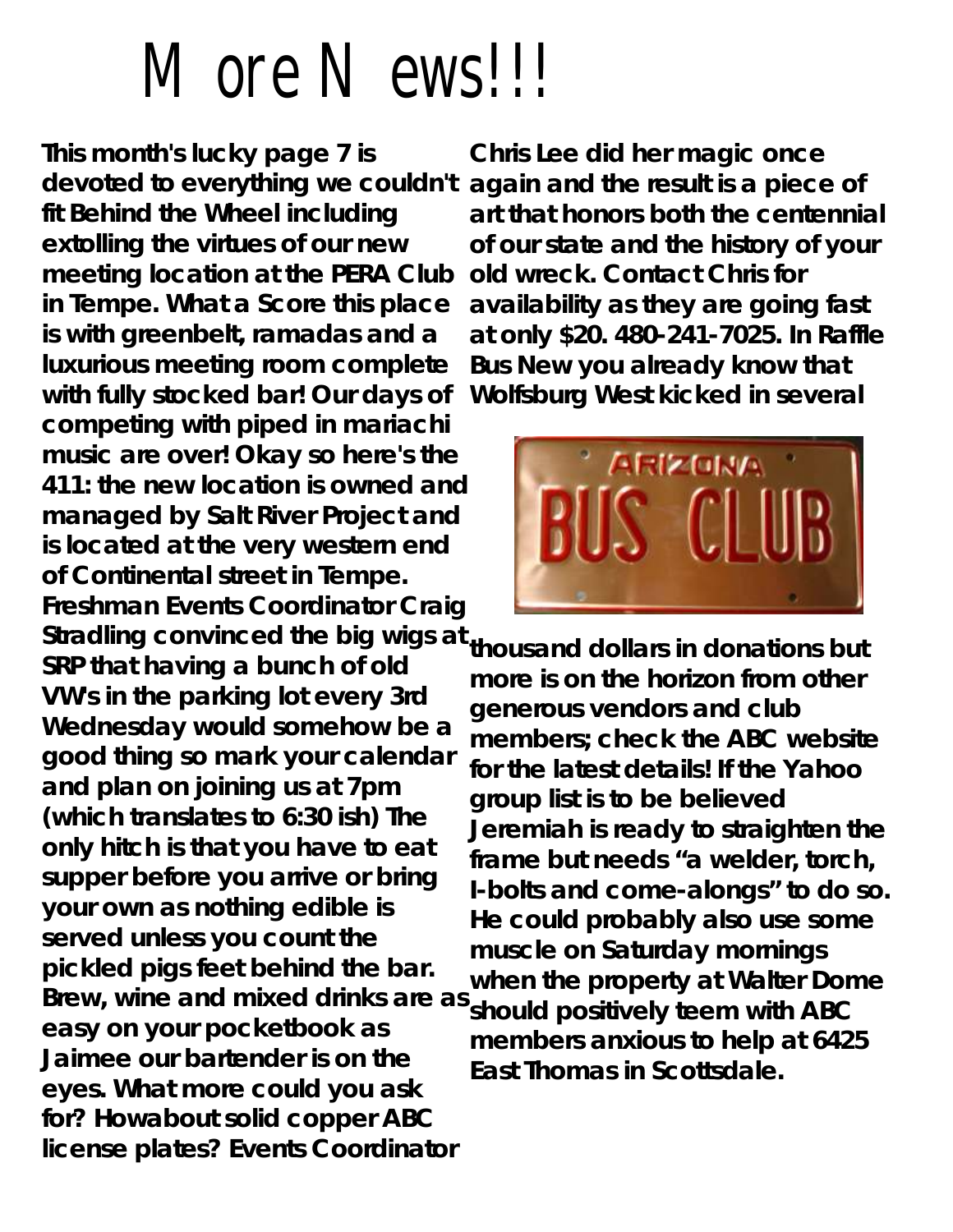# More News!!!

This month's lucky page 7 is devoted to everything we couldn't fit Behind the Wheel including extolling the virtues of our new meeting location at the PERA Club in Tempe. What a Score this place is with greenbelt, ramadas and a luxurious meeting room complete with fully stocked bar! Our days of competing with piped in mariachi music are over! Okay so here's the 411: the new location is owned and managed by Salt River Project and is located at the very western end of Continental street in Tempe. Freshman Events Coordinator Craig Stradling convinced the big wigs at SRP that having a bunch of old VW's in the parking lot every 3rd Wednesday would somehow be a good thing so mark your calendar and plan on joining us at 7pm (which translates to 6:30 ish) The only hitch is that you have to eat supper before you arrive or bring your own as nothing edible is served unless you count the pickled pigs feet behind the bar. Brew, wine and mixed drinks are as easy on your pocketbook as Jaimee our bartender is on the eyes. What more could you ask for? Howabout solid copper ABC license plates? Events Coordinator Chris Lee did her magic once again and the result is a piece of art that honors both the centennial of our state and the history of your old wreck. Contact Chris for availability as they are going fast at only $20. 480-241-7025. In Raffle Bus New you already know that Wolfsburg West kicked in several thousand dollars in donations but more is on the horizon from other generous vendors and club members; check the ABC website for the latest details! If the Yahoo group list is to be believed Jeremiah is ready to straighten the frame but needs “a welder, torch, I-bolts and come-alongs” to do so. He could probably also use some muscle on Saturday mornings when the property at Walter Dome should positively teem with ABC members anxious to help at 6425 East Thomas in Scottsdale.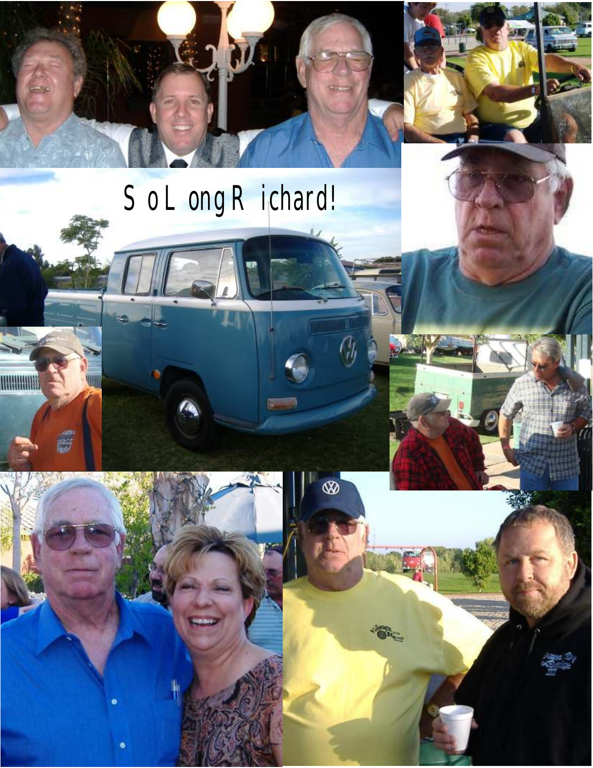So Long Richard!